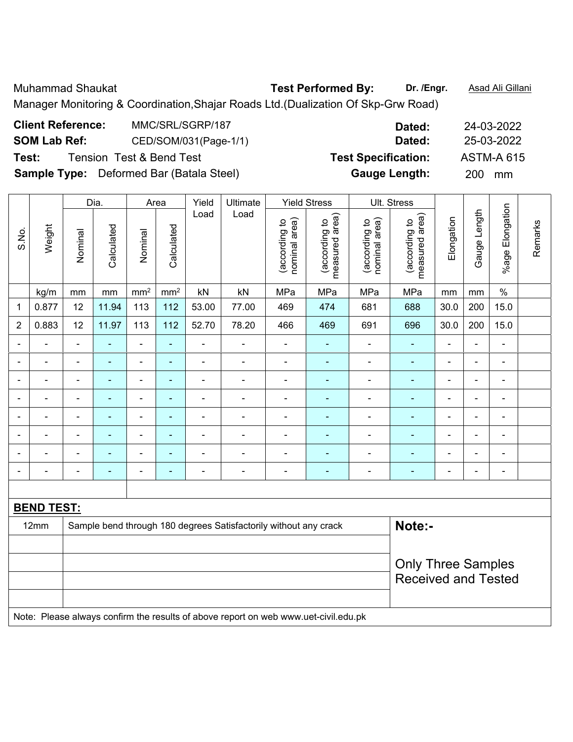Muhammad Shaukat **Test Performed By:** **Dr. /Engr.** Asad Ali Gillani

Manager Monitoring & Coordination,Shajar Roads Ltd.(Dualization Of Skp-Grw Road)

| | | | |
|---|---|---|---|
| **Client Reference:** | MMC/SRL/SGRP/187 | **Dated:** | 24-03-2022 |
| **SOM Lab Ref:** | CED/SOM/031(Page-1/1) | **Dated:** | 25-03-2022 |
| **Test:** | Tension Test & Bend Test | **Test Specification:** | ASTM-A 615 |
| **Sample Type:** | Deformed Bar (Batala Steel) | **Gauge Length:** | 200 mm |

| S.No. | Weight | Dia. | | Area | | Yield Load | Ultimate Load | Yield Stress | | Ult. Stress | | Elongation | Gauge Length | %age Elongation | Remarks |
|---|---|---|---|---|---|---|---|---|---|---|---|---|---|---|---|
| | | Nominal | Calculated | Nominal | Calculated | | | (according to nominal area) | (according to measured area) | (according to nominal area) | (according to measured area) | | | | |
| | kg/m | mm | mm | mm² | mm² | kN | kN | MPa | MPa | MPa | MPa | mm | mm | % | |
| 1 | 0.877 | 12 | 11.94 | 113 | 112 | 53.00 | 77.00 | 469 | 474 | 681 | 688 | 30.0 | 200 | 15.0 | |
| 2 | 0.883 | 12 | 11.97 | 113 | 112 | 52.70 | 78.20 | 466 | 469 | 691 | 696 | 30.0 | 200 | 15.0 | |
| - | - | - | - | - | - | - | - | - | - | - | - | - | - | - | |
| - | - | - | - | - | - | - | - | - | - | - | - | - | - | - | |
| - | - | - | - | - | - | - | - | - | - | - | - | - | - | - | |
| - | - | - | - | - | - | - | - | - | - | - | - | - | - | - | |
| - | - | - | - | - | - | - | - | - | - | - | - | - | - | - | |
| - | - | - | - | - | - | - | - | - | - | - | - | - | - | - | |
| - | - | - | - | - | - | - | - | - | - | - | - | - | - | - | |
| - | - | - | - | - | - | - | - | - | - | - | - | - | - | - | |

**BEND TEST:**

| | | |
|---|---|---|
| 12mm | Sample bend through 180 degrees Satisfactorily without any crack | **Note:-** |
| | | Only Three Samples Received and Tested |

Note: Please always confirm the results of above report on web www.uet-civil.edu.pk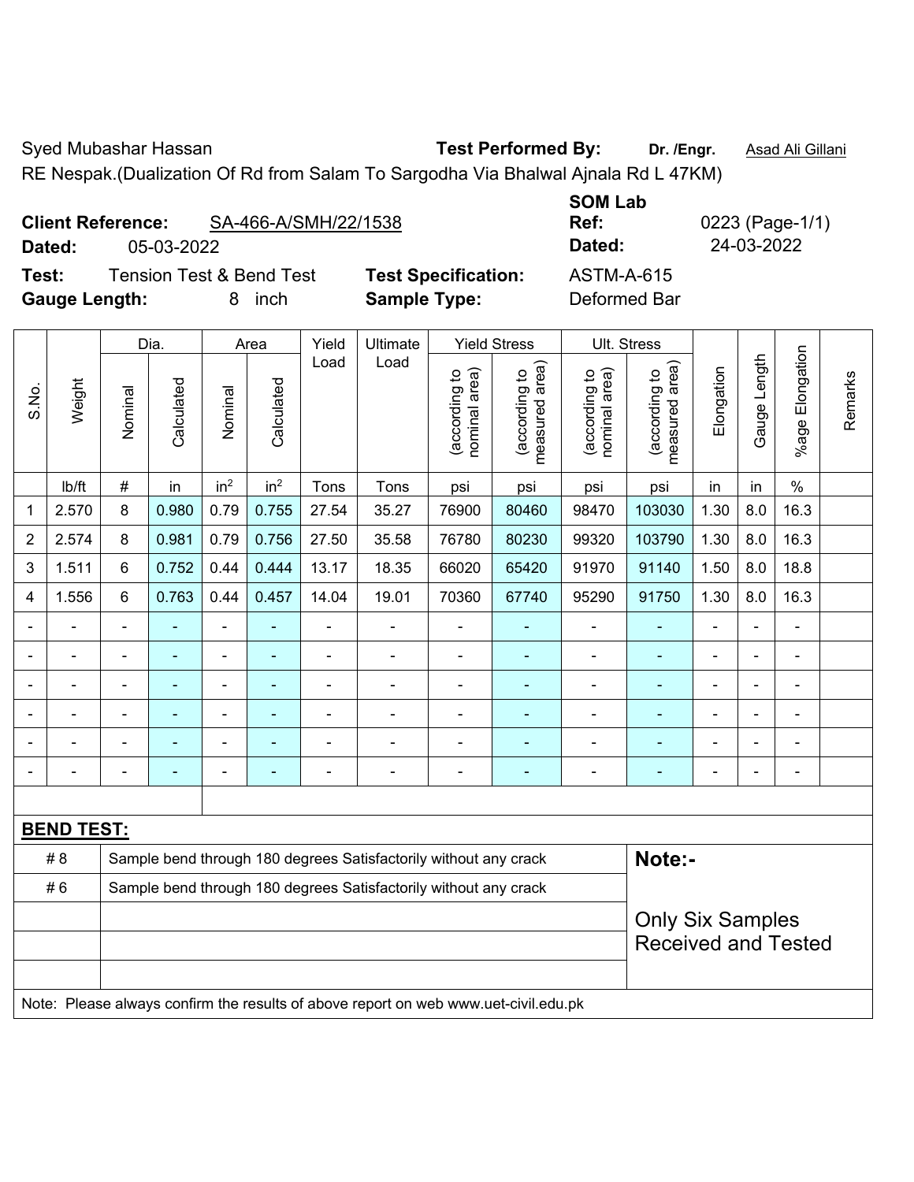Syed Mubashar Hassan **Test Performed By:** **Dr. /Engr.** Asad Ali Gillani

RE Nespak.(Dualization Of Rd from Salam To Sargodha Via Bhalwal Ajnala Rd L 47KM)

**Client Reference:** SA-466-A/SMH/22/1538 **SOM Lab Ref:** 0223 (Page-1/1)

**Dated:** 05-03-2022 **Dated:** 24-03-2022

**Test:** Tension Test & Bend Test **Test Specification:** ASTM-A-615

**Gauge Length:** 8 inch **Sample Type:** Deformed Bar

| S.No. | Weight | Dia. | | Area | | Yield Load | Ultimate Load | Yield Stress | | Ult. Stress | | Elongation | Gauge Length | %age Elongation | Remarks |
|---|---|---|---|---|---|---|---|---|---|---|---|---|---|---|---|
| | | Nominal | Calculated | Nominal | Calculated | | | (according to nominal area) | (according to measured area) | (according to nominal area) | (according to measured area) | | | | |
| | lb/ft | # | in | $in^2$ | $in^2$ | Tons | Tons | psi | psi | psi | psi | in | in | % | |
| 1 | 2.570 | 8 | 0.980 | 0.79 | 0.755 | 27.54 | 35.27 | 76900 | 80460 | 98470 | 103030 | 1.30 | 8.0 | 16.3 | |
| 2 | 2.574 | 8 | 0.981 | 0.79 | 0.756 | 27.50 | 35.58 | 76780 | 80230 | 99320 | 103790 | 1.30 | 8.0 | 16.3 | |
| 3 | 1.511 | 6 | 0.752 | 0.44 | 0.444 | 13.17 | 18.35 | 66020 | 65420 | 91970 | 91140 | 1.50 | 8.0 | 18.8 | |
| 4 | 1.556 | 6 | 0.763 | 0.44 | 0.457 | 14.04 | 19.01 | 70360 | 67740 | 95290 | 91750 | 1.30 | 8.0 | 16.3 | |
| - | - | - | - | - | - | - | - | - | - | - | - | - | - | - | |
| - | - | - | - | - | - | - | - | - | - | - | - | - | - | - | |
| - | - | - | - | - | - | - | - | - | - | - | - | - | - | - | |
| - | - | - | - | - | - | - | - | - | - | - | - | - | - | - | |
| - | - | - | - | - | - | - | - | - | - | - | - | - | - | - | |
| - | - | - | - | - | - | - | - | - | - | - | - | - | - | - | |

**BEND TEST:**

| | | |
|---|---|---|
| # 8 | Sample bend through 180 degrees Satisfactorily without any crack | **Note:-** |
| # 6 | Sample bend through 180 degrees Satisfactorily without any crack | Only Six Samples Received and Tested |

Note: Please always confirm the results of above report on web www.uet-civil.edu.pk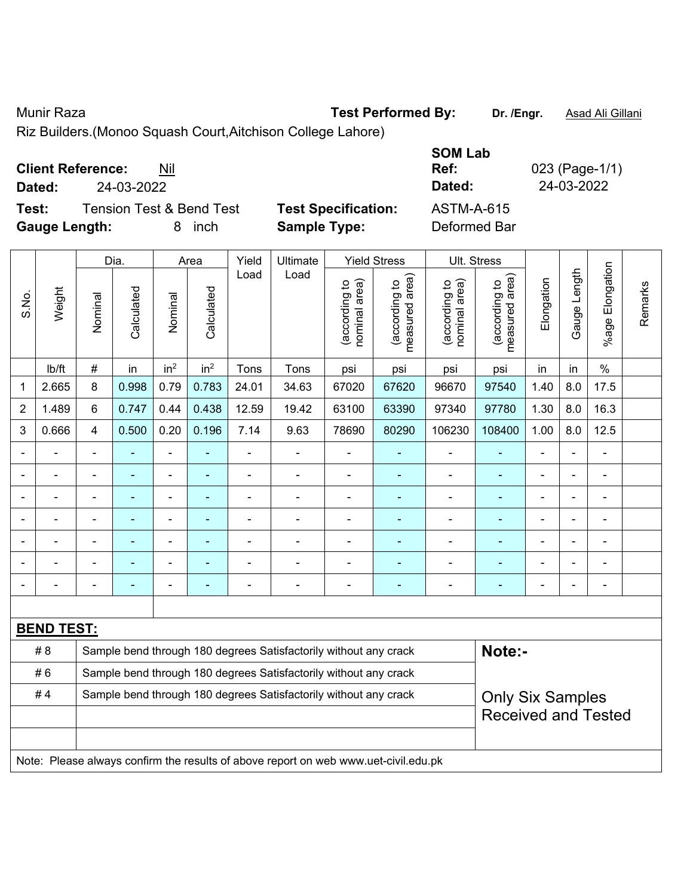Munir Raza

Riz Builders.(Monoo Squash Court,Aitchison College Lahore)

**Test Performed By:** **Dr. /Engr.** Asad Ali Gillani

**Client Reference:** Nil

**Dated:** 24-03-2022

**SOM Lab Ref:** 023 (Page-1/1)

**Dated:** 24-03-2022

**Test:** Tension Test & Bend Test

**Test Specification:** ASTM-A-615

**Gauge Length:** 8 inch

**Sample Type:** Deformed Bar

| S.No. | Weight | Dia. | | Area | | Yield Load | Ultimate Load | Yield Stress | | Ult. Stress | | Elongation | Gauge Length | %age Elongation | Remarks |
|---|---|---|---|---|---|---|---|---|---|---|---|---|---|---|---|
| | | Nominal | Calculated | Nominal | Calculated | | | (according to nominal area) | (according to measured area) | (according to nominal area) | (according to measured area) | | | | |
| | lb/ft | # | in | in² | in² | Tons | Tons | psi | psi | psi | psi | in | in | % | |
| 1 | 2.665 | 8 | 0.998 | 0.79 | 0.783 | 24.01 | 34.63 | 67020 | 67620 | 96670 | 97540 | 1.40 | 8.0 | 17.5 | |
| 2 | 1.489 | 6 | 0.747 | 0.44 | 0.438 | 12.59 | 19.42 | 63100 | 63390 | 97340 | 97780 | 1.30 | 8.0 | 16.3 | |
| 3 | 0.666 | 4 | 0.500 | 0.20 | 0.196 | 7.14 | 9.63 | 78690 | 80290 | 106230 | 108400 | 1.00 | 8.0 | 12.5 | |
| - | - | - | - | - | - | - | - | - | - | - | - | - | - | - | |
| - | - | - | - | - | - | - | - | - | - | - | - | - | - | - | |
| - | - | - | - | - | - | - | - | - | - | - | - | - | - | - | |
| - | - | - | - | - | - | - | - | - | - | - | - | - | - | - | |
| - | - | - | - | - | - | - | - | - | - | - | - | - | - | - | |
| - | - | - | - | - | - | - | - | - | - | - | - | - | - | - | |
| - | - | - | - | - | - | - | - | - | - | - | - | - | - | - | |

**BEND TEST:**

| | |
|---|---|
| # 8 | Sample bend through 180 degrees Satisfactorily without any crack |
| # 6 | Sample bend through 180 degrees Satisfactorily without any crack |
| # 4 | Sample bend through 180 degrees Satisfactorily without any crack |

**Note:-**

Only Six Samples Received and Tested

Note: Please always confirm the results of above report on web www.uet-civil.edu.pk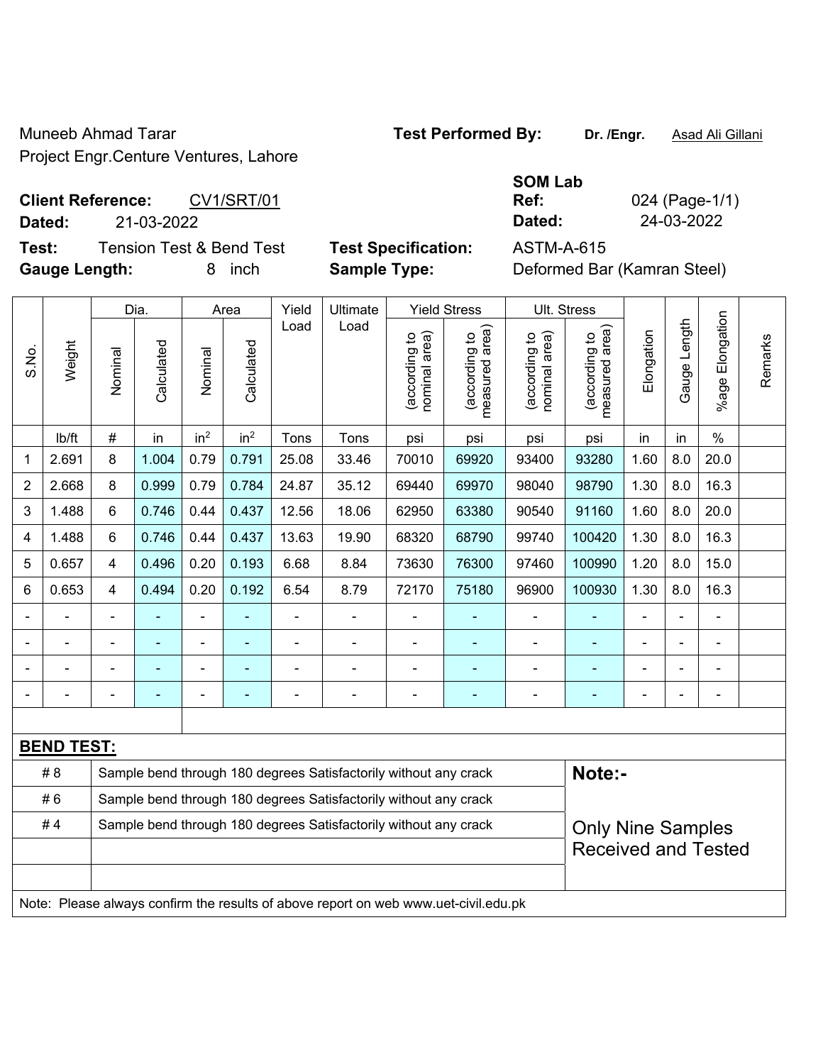Muneeb Ahmad Tarar
Project Engr.Centure Ventures, Lahore

**Test Performed By:** **Dr. /Engr.** Asad Ali Gillani

**Client Reference:** CV1/SRT/01
**Dated:** 21-03-2022

**SOM Lab Ref:** 024 (Page-1/1)
**Dated:** 24-03-2022

**Test:** Tension Test & Bend Test
**Gauge Length:** 8 inch

**Test Specification:** ASTM-A-615
**Sample Type:** Deformed Bar (Kamran Steel)

| S.No. | Weight | Dia. | | Area | | Yield Load | Ultimate Load | Yield Stress | | Ult. Stress | | Elongation | Gauge Length | %age Elongation | Remarks |
|---|---|---|---|---|---|---|---|---|---|---|---|---|---|---|---|
| | | Nominal | Calculated | Nominal | Calculated | | | (according to nominal area) | (according to measured area) | (according to nominal area) | (according to measured area) | | | | |
| | lb/ft | # | in | in² | in² | Tons | Tons | psi | psi | psi | psi | in | in | % | |
| 1 | 2.691 | 8 | 1.004 | 0.79 | 0.791 | 25.08 | 33.46 | 70010 | 69920 | 93400 | 93280 | 1.60 | 8.0 | 20.0 | |
| 2 | 2.668 | 8 | 0.999 | 0.79 | 0.784 | 24.87 | 35.12 | 69440 | 69970 | 98040 | 98790 | 1.30 | 8.0 | 16.3 | |
| 3 | 1.488 | 6 | 0.746 | 0.44 | 0.437 | 12.56 | 18.06 | 62950 | 63380 | 90540 | 91160 | 1.60 | 8.0 | 20.0 | |
| 4 | 1.488 | 6 | 0.746 | 0.44 | 0.437 | 13.63 | 19.90 | 68320 | 68790 | 99740 | 100420 | 1.30 | 8.0 | 16.3 | |
| 5 | 0.657 | 4 | 0.496 | 0.20 | 0.193 | 6.68 | 8.84 | 73630 | 76300 | 97460 | 100990 | 1.20 | 8.0 | 15.0 | |
| 6 | 0.653 | 4 | 0.494 | 0.20 | 0.192 | 6.54 | 8.79 | 72170 | 75180 | 96900 | 100930 | 1.30 | 8.0 | 16.3 | |
| - | - | - | - | - | - | - | - | - | - | - | - | - | - | - | |
| - | - | - | - | - | - | - | - | - | - | - | - | - | - | - | |
| - | - | - | - | - | - | - | - | - | - | - | - | - | - | - | |
| - | - | - | - | - | - | - | - | - | - | - | - | - | - | - | |

**BEND TEST:**

| | |
|---|---|
| # 8 | Sample bend through 180 degrees Satisfactorily without any crack |
| # 6 | Sample bend through 180 degrees Satisfactorily without any crack |
| # 4 | Sample bend through 180 degrees Satisfactorily without any crack |

**Note:-**

Only Nine Samples Received and Tested

Note: Please always confirm the results of above report on web www.uet-civil.edu.pk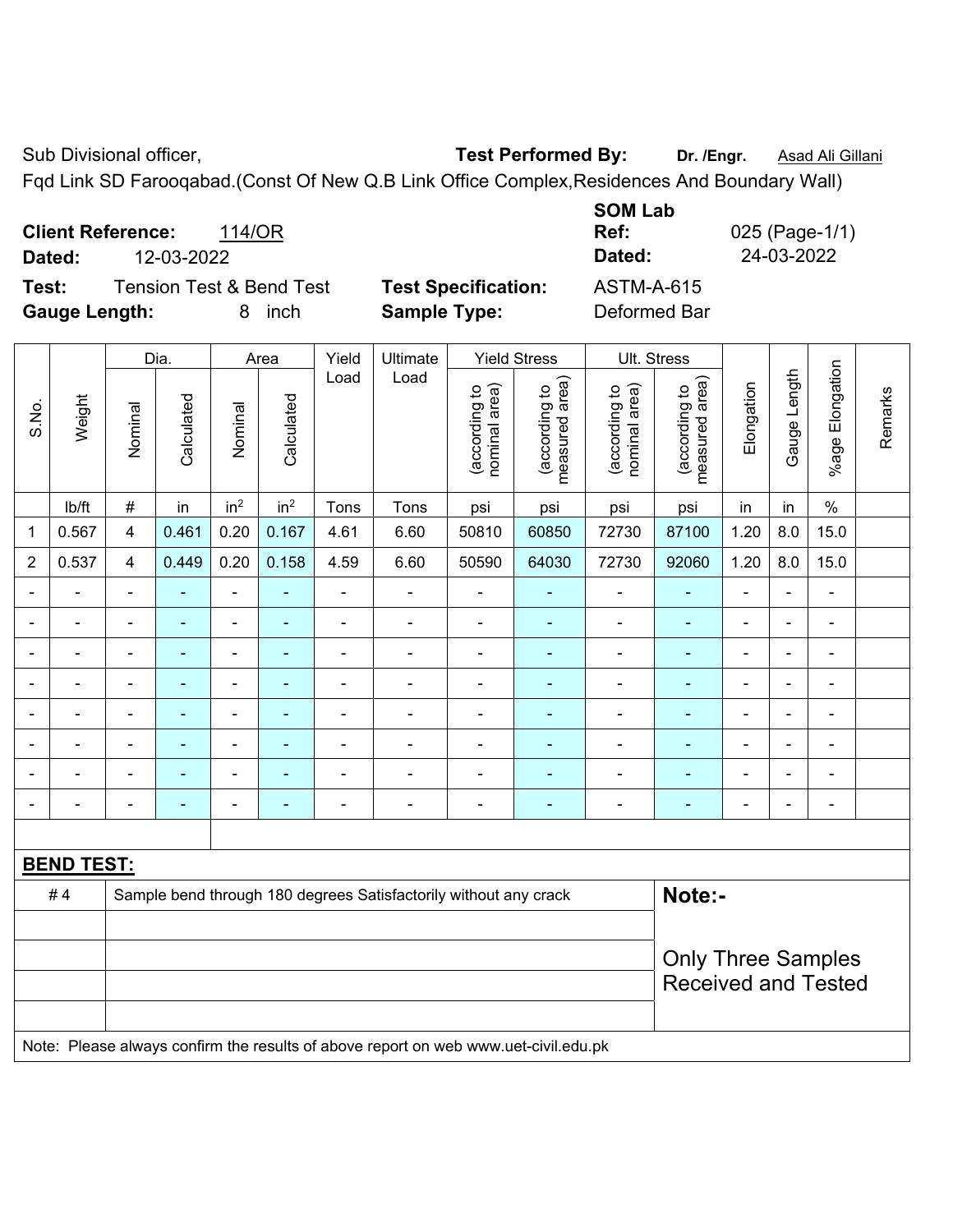Sub Divisional officer, **Test Performed By:** **Dr. /Engr.** Asad Ali Gillani

Fqd Link SD Farooqabad.(Const Of New Q.B Link Office Complex,Residences And Boundary Wall)

**Client Reference:** 114/OR **SOM Lab Ref:** 025 (Page-1/1)

**Dated:** 12-03-2022 **Dated:** 24-03-2022

**Test:** Tension Test & Bend Test **Test Specification:** ASTM-A-615

**Gauge Length:** 8 inch **Sample Type:** Deformed Bar

| S.No. | Weight | Dia. | | Area | | Yield Load | Ultimate Load | Yield Stress | | Ult. Stress | | Elongation | Gauge Length | %age Elongation | Remarks |
|---|---|---|---|---|---|---|---|---|---|---|---|---|---|---|---|
| | | Nominal | Calculated | Nominal | Calculated | | | (according to nominal area) | (according to measured area) | (according to nominal area) | (according to measured area) | | | | |
| | lb/ft | # | in | $in^2$ | $in^2$ | Tons | Tons | psi | psi | psi | psi | in | in | % | |
| 1 | 0.567 | 4 | 0.461 | 0.20 | 0.167 | 4.61 | 6.60 | 50810 | 60850 | 72730 | 87100 | 1.20 | 8.0 | 15.0 | |
| 2 | 0.537 | 4 | 0.449 | 0.20 | 0.158 | 4.59 | 6.60 | 50590 | 64030 | 72730 | 92060 | 1.20 | 8.0 | 15.0 | |
| - | - | - | - | - | - | - | - | - | - | - | - | - | - | - | |
| - | - | - | - | - | - | - | - | - | - | - | - | - | - | - | |
| - | - | - | - | - | - | - | - | - | - | - | - | - | - | - | |
| - | - | - | - | - | - | - | - | - | - | - | - | - | - | - | |
| - | - | - | - | - | - | - | - | - | - | - | - | - | - | - | |
| - | - | - | - | - | - | - | - | - | - | - | - | - | - | - | |
| - | - | - | - | - | - | - | - | - | - | - | - | - | - | - | |
| - | - | - | - | - | - | - | - | - | - | - | - | - | - | - | |

**BEND TEST:**

| | | |
|---|---|---|
| # 4 | Sample bend through 180 degrees Satisfactorily without any crack | **Note:-** Only Three Samples Received and Tested |

Note: Please always confirm the results of above report on web www.uet-civil.edu.pk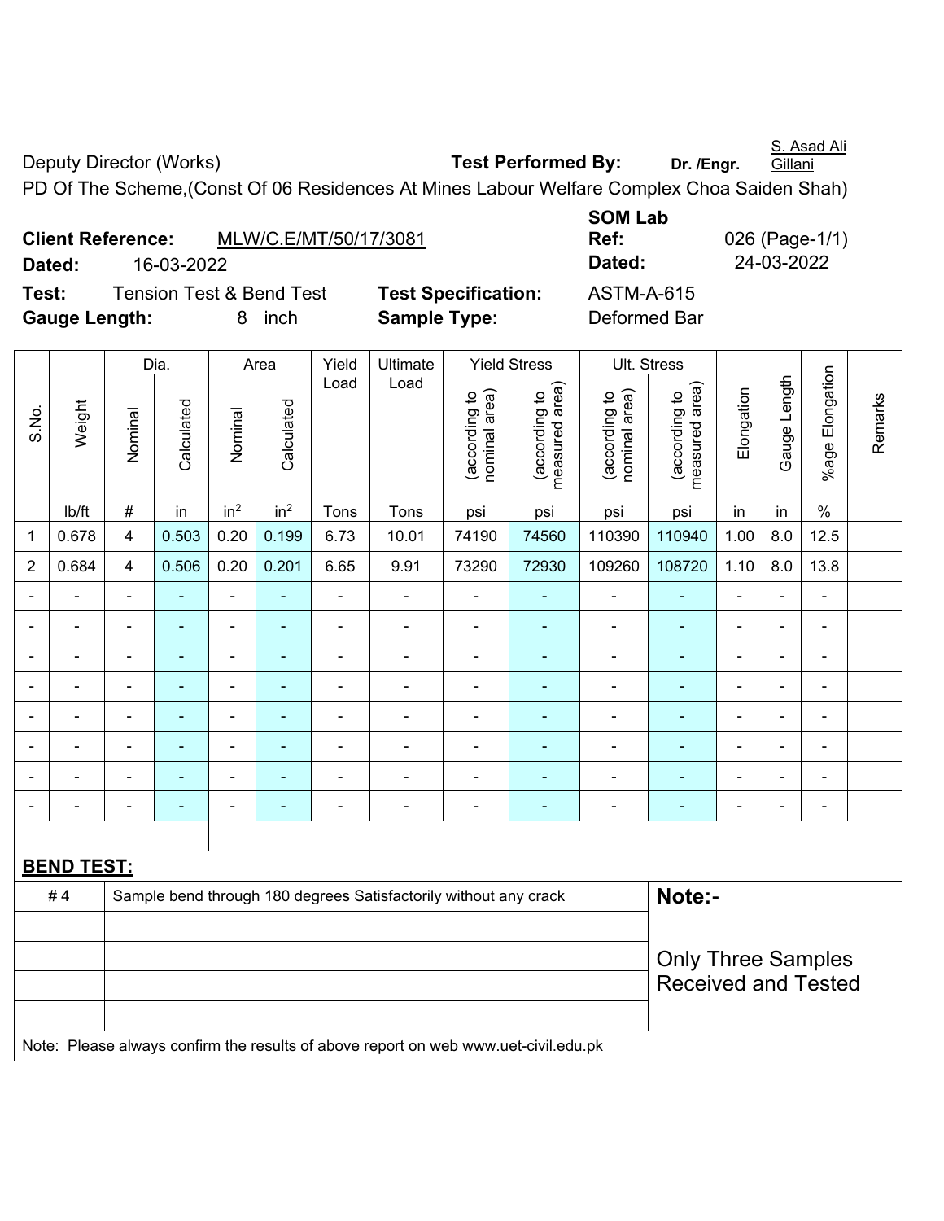Deputy Director (Works) **Test Performed By:** **Dr. /Engr.** S. Asad Ali Gillani

PD Of The Scheme,(Const Of 06 Residences At Mines Labour Welfare Complex Choa Saiden Shah)

**Client Reference:** MLW/C.E/MT/50/17/3081 **SOM Lab Ref:** 026 (Page-1/1)

**Dated:** 16-03-2022 **Dated:** 24-03-2022

**Test:** Tension Test & Bend Test **Test Specification:** ASTM-A-615

**Gauge Length:** 8 inch **Sample Type:** Deformed Bar

| S.No. | Weight | Dia. | | Area | | Yield Load | Ultimate Load | Yield Stress | | Ult. Stress | | Elongation | Gauge Length | %age Elongation | Remarks |
|---|---|---|---|---|---|---|---|---|---|---|---|---|---|---|---|
| | | Nominal | Calculated | Nominal | Calculated | | | (according to nominal area) | (according to measured area) | (according to nominal area) | (according to measured area) | | | | |
| | lb/ft | # | in | $in^2$ | $in^2$ | Tons | Tons | psi | psi | psi | psi | in | in | % | |
| 1 | 0.678 | 4 | 0.503 | 0.20 | 0.199 | 6.73 | 10.01 | 74190 | 74560 | 110390 | 110940 | 1.00 | 8.0 | 12.5 | |
| 2 | 0.684 | 4 | 0.506 | 0.20 | 0.201 | 6.65 | 9.91 | 73290 | 72930 | 109260 | 108720 | 1.10 | 8.0 | 13.8 | |
| - | - | - | - | - | - | - | - | - | - | - | - | - | - | - | |
| - | - | - | - | - | - | - | - | - | - | - | - | - | - | - | |
| - | - | - | - | - | - | - | - | - | - | - | - | - | - | - | |
| - | - | - | - | - | - | - | - | - | - | - | - | - | - | - | |
| - | - | - | - | - | - | - | - | - | - | - | - | - | - | - | |
| - | - | - | - | - | - | - | - | - | - | - | - | - | - | - | |
| - | - | - | - | - | - | - | - | - | - | - | - | - | - | - | |
| - | - | - | - | - | - | - | - | - | - | - | - | - | - | - | |

**BEND TEST:**

| | | |
|---|---|---|
| # 4 | Sample bend through 180 degrees Satisfactorily without any crack | **Note:-** |
| | | Only Three Samples Received and Tested |

Note: Please always confirm the results of above report on web www.uet-civil.edu.pk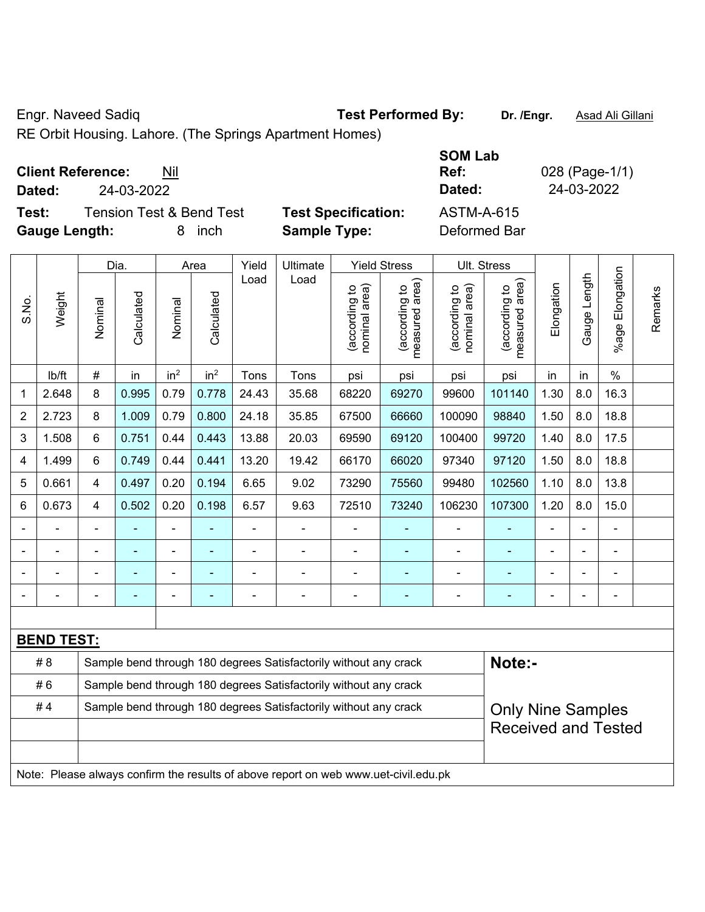Engr. Naveed Sadiq

RE Orbit Housing. Lahore. (The Springs Apartment Homes)

**Test Performed By:** **Dr. /Engr.** Asad Ali Gillani

**Client Reference:** Nil

**Dated:** 24-03-2022

**SOM Lab Ref:** 028 (Page-1/1)

**Dated:** 24-03-2022

**Test:** Tension Test & Bend Test

**Test Specification:** ASTM-A-615

**Gauge Length:** 8 inch

**Sample Type:** Deformed Bar

| S.No. | Weight | Dia. | | Area | | Yield Load | Ultimate Load | Yield Stress | | Ult. Stress | | Elongation | Gauge Length | %age Elongation | Remarks |
|---|---|---|---|---|---|---|---|---|---|---|---|---|---|---|---|
| | | Nominal | Calculated | Nominal | Calculated | | | (according to nominal area) | (according to measured area) | (according to nominal area) | (according to measured area) | | | | |
| | lb/ft | # | in | in² | in² | Tons | Tons | psi | psi | psi | psi | in | in | % | |
| 1 | 2.648 | 8 | 0.995 | 0.79 | 0.778 | 24.43 | 35.68 | 68220 | 69270 | 99600 | 101140 | 1.30 | 8.0 | 16.3 | |
| 2 | 2.723 | 8 | 1.009 | 0.79 | 0.800 | 24.18 | 35.85 | 67500 | 66660 | 100090 | 98840 | 1.50 | 8.0 | 18.8 | |
| 3 | 1.508 | 6 | 0.751 | 0.44 | 0.443 | 13.88 | 20.03 | 69590 | 69120 | 100400 | 99720 | 1.40 | 8.0 | 17.5 | |
| 4 | 1.499 | 6 | 0.749 | 0.44 | 0.441 | 13.20 | 19.42 | 66170 | 66020 | 97340 | 97120 | 1.50 | 8.0 | 18.8 | |
| 5 | 0.661 | 4 | 0.497 | 0.20 | 0.194 | 6.65 | 9.02 | 73290 | 75560 | 99480 | 102560 | 1.10 | 8.0 | 13.8 | |
| 6 | 0.673 | 4 | 0.502 | 0.20 | 0.198 | 6.57 | 9.63 | 72510 | 73240 | 106230 | 107300 | 1.20 | 8.0 | 15.0 | |
| - | - | - | - | - | - | - | - | - | - | - | - | - | - | - | |
| - | - | - | - | - | - | - | - | - | - | - | - | - | - | - | |
| - | - | - | - | - | - | - | - | - | - | - | - | - | - | - | |
| - | - | - | - | - | - | - | - | - | - | - | - | - | - | - | |

**BEND TEST:**

| | | |
|---|---|---|
| # 8 | Sample bend through 180 degrees Satisfactorily without any crack | **Note:-** |
| # 6 | Sample bend through 180 degrees Satisfactorily without any crack | |
| # 4 | Sample bend through 180 degrees Satisfactorily without any crack | Only Nine Samples Received and Tested |
| | | |
| | | |

Note: Please always confirm the results of above report on web www.uet-civil.edu.pk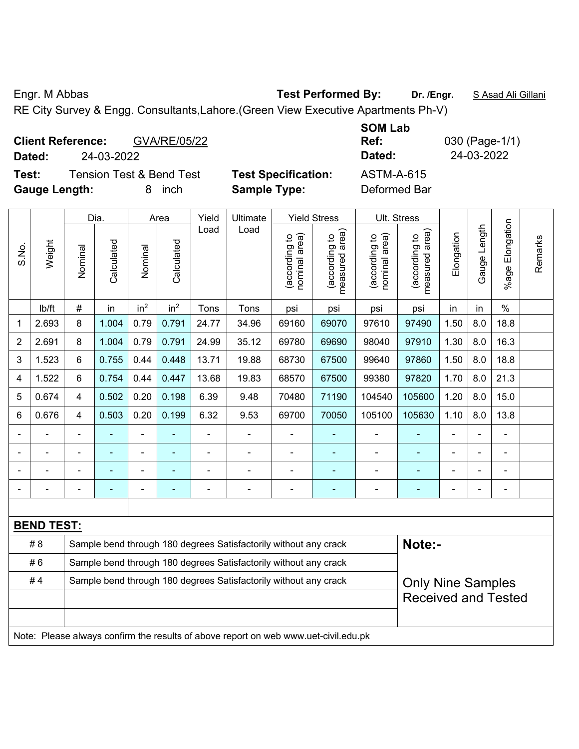Engr. M Abbas **Test Performed By:** **Dr. /Engr.** S Asad Ali Gillani

RE City Survey & Engg. Consultants,Lahore.(Green View Executive Apartments Ph-V)

**Client Reference:** GVA/RE/05/22 **SOM Lab Ref:** 030 (Page-1/1)

**Dated:** 24-03-2022 **Dated:** 24-03-2022

**Test:** Tension Test & Bend Test **Test Specification:** ASTM-A-615

**Gauge Length:** 8 inch **Sample Type:** Deformed Bar

| S.No. | Weight | Dia. | | Area | | Yield Load | Ultimate Load | Yield Stress | | Ult. Stress | | Elongation | Gauge Length | %age Elongation | Remarks |
|---|---|---|---|---|---|---|---|---|---|---|---|---|---|---|---|
| | | Nominal | Calculated | Nominal | Calculated | | | (according to nominal area) | (according to measured area) | (according to nominal area) | (according to measured area) | | | | |
| | lb/ft | # | in | in$^2$ | in$^2$ | Tons | Tons | psi | psi | psi | psi | in | in | % | |
| 1 | 2.693 | 8 | 1.004 | 0.79 | 0.791 | 24.77 | 34.96 | 69160 | 69070 | 97610 | 97490 | 1.50 | 8.0 | 18.8 | |
| 2 | 2.691 | 8 | 1.004 | 0.79 | 0.791 | 24.99 | 35.12 | 69780 | 69690 | 98040 | 97910 | 1.30 | 8.0 | 16.3 | |
| 3 | 1.523 | 6 | 0.755 | 0.44 | 0.448 | 13.71 | 19.88 | 68730 | 67500 | 99640 | 97860 | 1.50 | 8.0 | 18.8 | |
| 4 | 1.522 | 6 | 0.754 | 0.44 | 0.447 | 13.68 | 19.83 | 68570 | 67500 | 99380 | 97820 | 1.70 | 8.0 | 21.3 | |
| 5 | 0.674 | 4 | 0.502 | 0.20 | 0.198 | 6.39 | 9.48 | 70480 | 71190 | 104540 | 105600 | 1.20 | 8.0 | 15.0 | |
| 6 | 0.676 | 4 | 0.503 | 0.20 | 0.199 | 6.32 | 9.53 | 69700 | 70050 | 105100 | 105630 | 1.10 | 8.0 | 13.8 | |
| - | - | - | - | - | - | - | - | - | - | - | - | - | - | - | |
| - | - | - | - | - | - | - | - | - | - | - | - | - | - | - | |
| - | - | - | - | - | - | - | - | - | - | - | - | - | - | - | |
| - | - | - | - | - | - | - | - | - | - | - | - | - | - | - | |

**BEND TEST:**

| | | |
|---|---|---|
| # 8 | Sample bend through 180 degrees Satisfactorily without any crack | **Note:-** |
| # 6 | Sample bend through 180 degrees Satisfactorily without any crack | |
| # 4 | Sample bend through 180 degrees Satisfactorily without any crack | Only Nine Samples Received and Tested |

Note: Please always confirm the results of above report on web www.uet-civil.edu.pk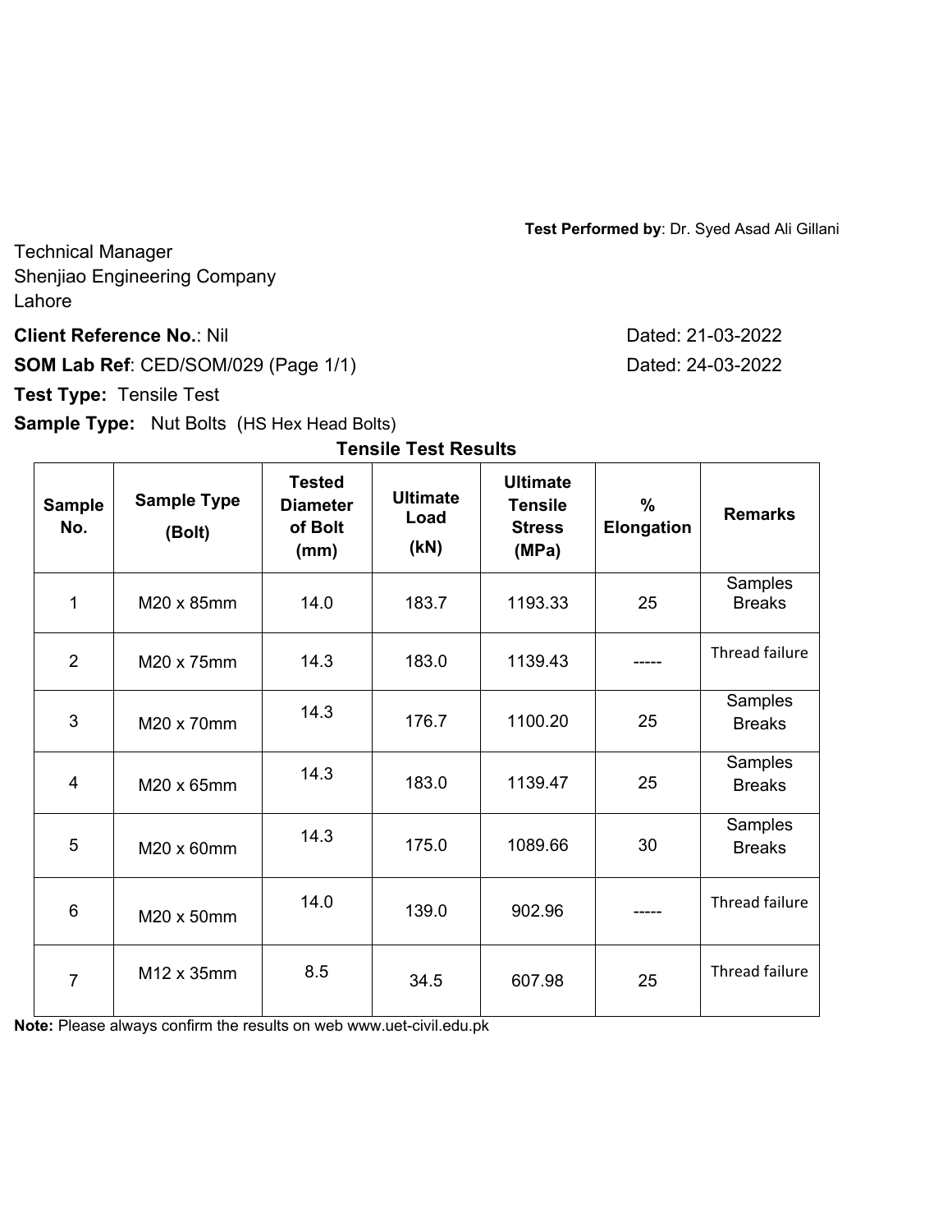**Test Performed by**: Dr. Syed Asad Ali Gillani

Technical Manager
Shenjiao Engineering Company
Lahore

**Client Reference No.**: Nil Dated: 21-03-2022

**SOM Lab Ref**: CED/SOM/029 (Page 1/1) Dated: 24-03-2022

**Test Type:** Tensile Test

**Sample Type:** Nut Bolts (HS Hex Head Bolts)

**Tensile Test Results**

| Sample No. | Sample Type (Bolt) | Tested Diameter of Bolt (mm) | Ultimate Load (kN) | Ultimate Tensile Stress (MPa) | % Elongation | Remarks |
|---|---|---|---|---|---|---|
| 1 | M20 x 85mm | 14.0 | 183.7 | 1193.33 | 25 | Samples Breaks |
| 2 | M20 x 75mm | 14.3 | 183.0 | 1139.43 | ----- | Thread failure |
| 3 | M20 x 70mm | 14.3 | 176.7 | 1100.20 | 25 | Samples Breaks |
| 4 | M20 x 65mm | 14.3 | 183.0 | 1139.47 | 25 | Samples Breaks |
| 5 | M20 x 60mm | 14.3 | 175.0 | 1089.66 | 30 | Samples Breaks |
| 6 | M20 x 50mm | 14.0 | 139.0 | 902.96 | ----- | Thread failure |
| 7 | M12 x 35mm | 8.5 | 34.5 | 607.98 | 25 | Thread failure |

**Note:** Please always confirm the results on web www.uet-civil.edu.pk